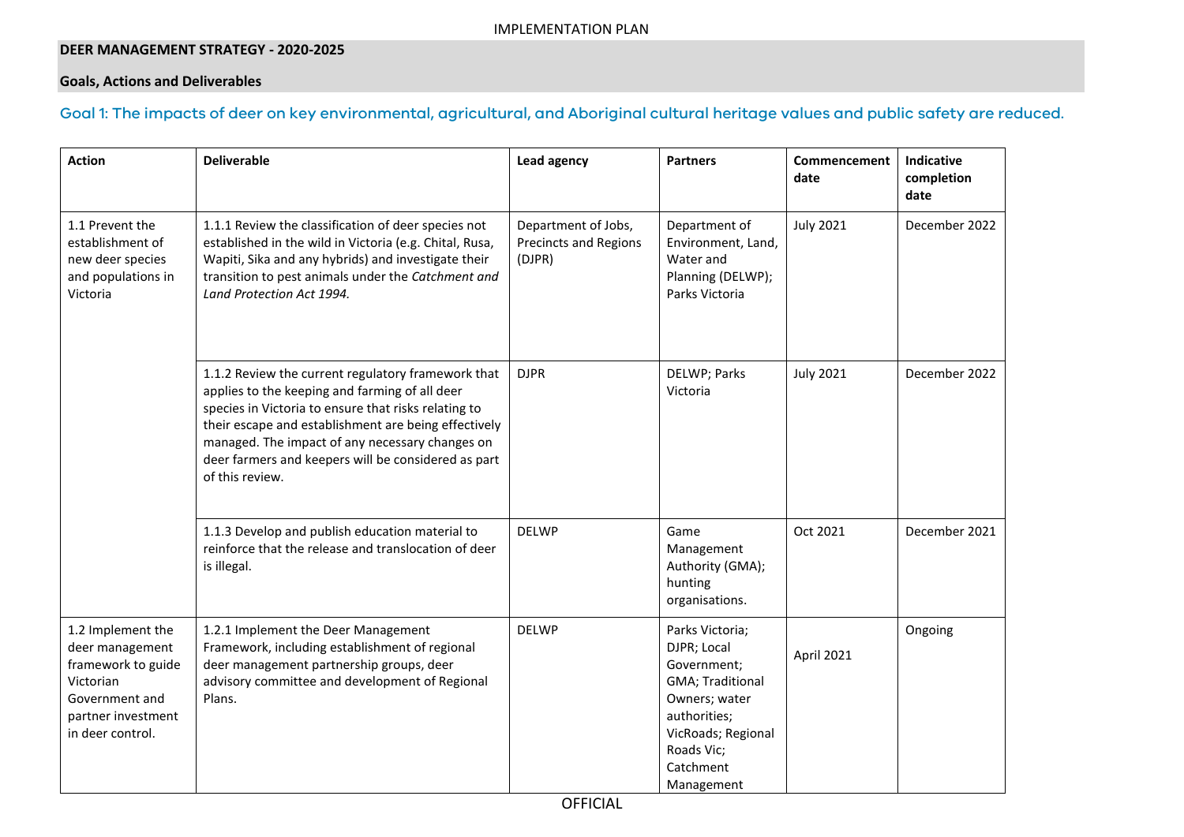## DEER MANAGEMENT STRATEGY - 2020-2025

**Goals, Actions and Deliverables**

### Goal 1: The impacts of deer on key environmental, agricultural, and Aboriginal cultural heritage values and public safety are reduced.

| Action | Deliverable | Lead agency | Partners | Commencement date | Indicative completion date |
|---|---|---|---|---|---|
| 1.1 Prevent the establishment of new deer species and populations in Victoria | 1.1.1 Review the classification of deer species not established in the wild in Victoria (e.g. Chital, Rusa, Wapiti, Sika and any hybrids) and investigate their transition to pest animals under the *Catchment and Land Protection Act 1994.* | Department of Jobs, Precincts and Regions (DJPR) | Department of Environment, Land, Water and Planning (DELWP); Parks Victoria | July 2021 | December 2022 |
| | 1.1.2 Review the current regulatory framework that applies to the keeping and farming of all deer species in Victoria to ensure that risks relating to their escape and establishment are being effectively managed. The impact of any necessary changes on deer farmers and keepers will be considered as part of this review. | DJPR | DELWP; Parks Victoria | July 2021 | December 2022 |
| | 1.1.3 Develop and publish education material to reinforce that the release and translocation of deer is illegal. | DELWP | Game Management Authority (GMA); hunting organisations. | Oct 2021 | December 2021 |
| 1.2 Implement the deer management framework to guide Victorian Government and partner investment in deer control. | 1.2.1 Implement the Deer Management Framework, including establishment of regional deer management partnership groups, deer advisory committee and development of Regional Plans. | DELWP | Parks Victoria; DJPR; Local Government; GMA; Traditional Owners; water authorities; VicRoads; Regional Roads Vic; Catchment Management | April 2021 | Ongoing |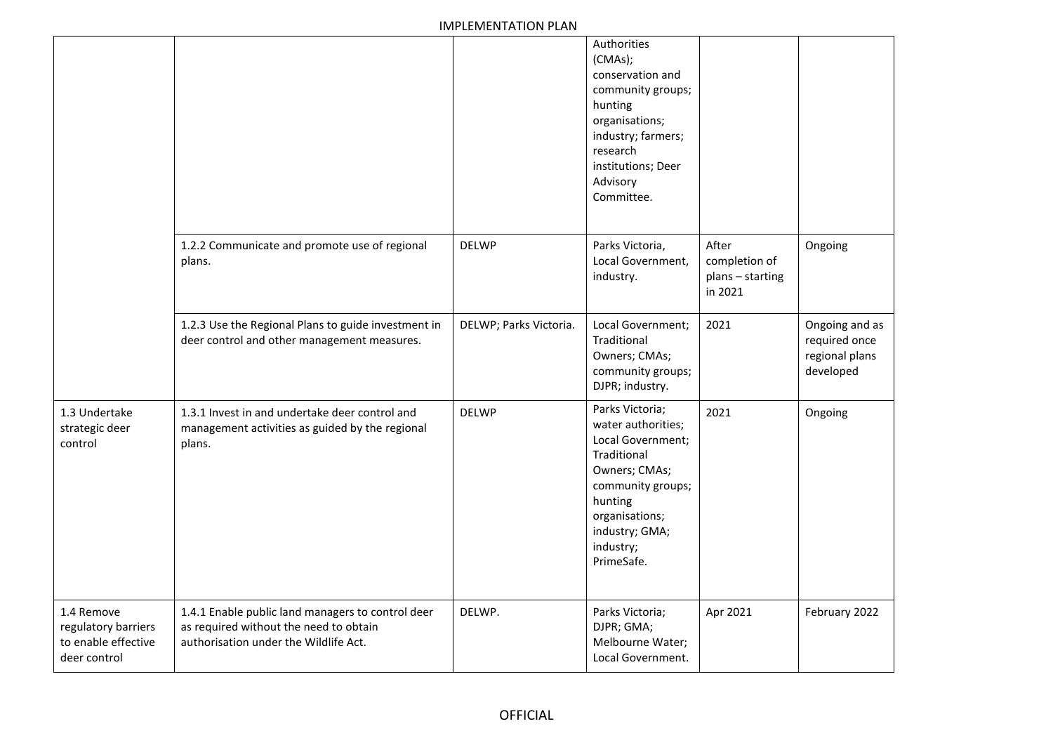| | | | Authorities (CMAs); conservation and community groups; hunting organisations; industry; farmers; research institutions; Deer Advisory Committee. | | |
|---|---|---|---|---|---|
| | 1.2.2 Communicate and promote use of regional plans. | DELWP | Parks Victoria, Local Government, industry. | After completion of plans – starting in 2021 | Ongoing |
| | 1.2.3 Use the Regional Plans to guide investment in deer control and other management measures. | DELWP; Parks Victoria. | Local Government; Traditional Owners; CMAs; community groups; DJPR; industry. | 2021 | Ongoing and as required once regional plans developed |
| 1.3 Undertake strategic deer control | 1.3.1 Invest in and undertake deer control and management activities as guided by the regional plans. | DELWP | Parks Victoria; water authorities; Local Government; Traditional Owners; CMAs; community groups; hunting organisations; industry; GMA; industry; PrimeSafe. | 2021 | Ongoing |
| 1.4 Remove regulatory barriers to enable effective deer control | 1.4.1 Enable public land managers to control deer as required without the need to obtain authorisation under the Wildlife Act. | DELWP. | Parks Victoria; DJPR; GMA; Melbourne Water; Local Government. | Apr 2021 | February 2022 |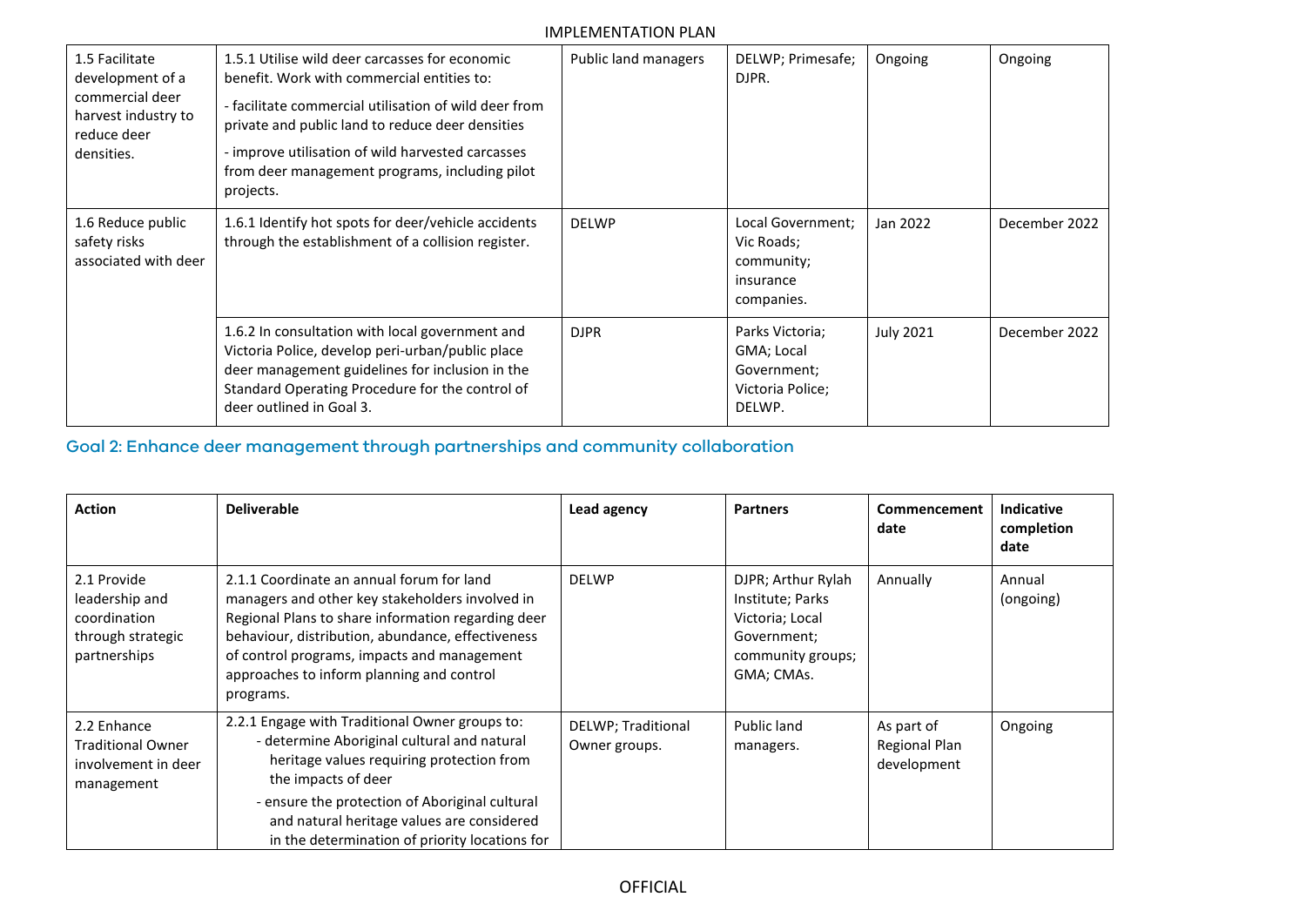| 1.5 Facilitate development of a commercial deer harvest industry to reduce deer densities. | 1.5.1 Utilise wild deer carcasses for economic benefit. Work with commercial entities to:<br>- facilitate commercial utilisation of wild deer from private and public land to reduce deer densities<br>- improve utilisation of wild harvested carcasses from deer management programs, including pilot projects. | Public land managers | DELWP; Primesafe; DJPR. | Ongoing | Ongoing |
|---|---|---|---|---|---|
| 1.6 Reduce public safety risks associated with deer | 1.6.1 Identify hot spots for deer/vehicle accidents through the establishment of a collision register. | DELWP | Local Government; Vic Roads; community; insurance companies. | Jan 2022 | December 2022 |
| | 1.6.2 In consultation with local government and Victoria Police, develop peri-urban/public place deer management guidelines for inclusion in the Standard Operating Procedure for the control of deer outlined in Goal 3. | DJPR | Parks Victoria; GMA; Local Government; Victoria Police; DELWP. | July 2021 | December 2022 |

## Goal 2: Enhance deer management through partnerships and community collaboration

| Action | Deliverable | Lead agency | Partners | Commencement date | Indicative completion date |
|---|---|---|---|---|---|
| 2.1 Provide leadership and coordination through strategic partnerships | 2.1.1 Coordinate an annual forum for land managers and other key stakeholders involved in Regional Plans to share information regarding deer behaviour, distribution, abundance, effectiveness of control programs, impacts and management approaches to inform planning and control programs. | DELWP | DJPR; Arthur Rylah Institute; Parks Victoria; Local Government; community groups; GMA; CMAs. | Annually | Annual (ongoing) |
| 2.2 Enhance Traditional Owner involvement in deer management | 2.2.1 Engage with Traditional Owner groups to:<br>- determine Aboriginal cultural and natural heritage values requiring protection from the impacts of deer<br>- ensure the protection of Aboriginal cultural and natural heritage values are considered in the determination of priority locations for | DELWP; Traditional Owner groups. | Public land managers. | As part of Regional Plan development | Ongoing |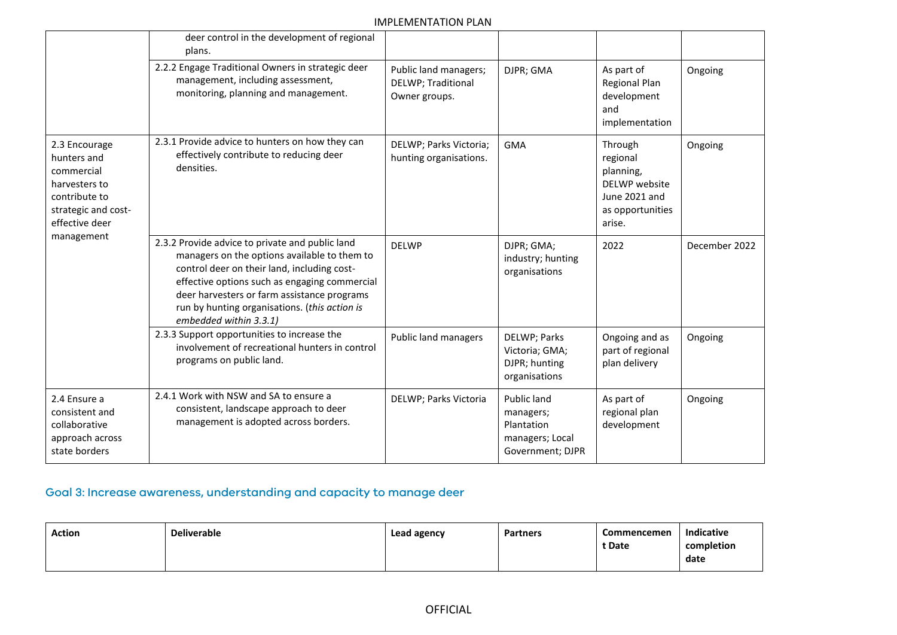| | | | | | |
|---|---|---|---|---|---|
| | deer control in the development of regional plans. | | | | |
| | 2.2.2 Engage Traditional Owners in strategic deer management, including assessment, monitoring, planning and management. | Public land managers; DELWP; Traditional Owner groups. | DJPR; GMA | As part of Regional Plan development and implementation | Ongoing |
| 2.3 Encourage hunters and commercial harvesters to contribute to strategic and cost-effective deer management | 2.3.1 Provide advice to hunters on how they can effectively contribute to reducing deer densities. | DELWP; Parks Victoria; hunting organisations. | GMA | Through regional planning, DELWP website June 2021 and as opportunities arise. | Ongoing |
| | 2.3.2 Provide advice to private and public land managers on the options available to them to control deer on their land, including cost-effective options such as engaging commercial deer harvesters or farm assistance programs run by hunting organisations. (*this action is embedded within 3.3.1)* | DELWP | DJPR; GMA; industry; hunting organisations | 2022 | December 2022 |
| | 2.3.3 Support opportunities to increase the involvement of recreational hunters in control programs on public land. | Public land managers | DELWP; Parks Victoria; GMA; DJPR; hunting organisations | Ongoing and as part of regional plan delivery | Ongoing |
| 2.4 Ensure a consistent and collaborative approach across state borders | 2.4.1 Work with NSW and SA to ensure a consistent, landscape approach to deer management is adopted across borders. | DELWP; Parks Victoria | Public land managers; Plantation managers; Local Government; DJPR | As part of regional plan development | Ongoing |

## Goal 3: Increase awareness, understanding and capacity to manage deer

| Action | Deliverable | Lead agency | Partners | Commencement Date | Indicative completion date |
|---|---|---|---|---|---|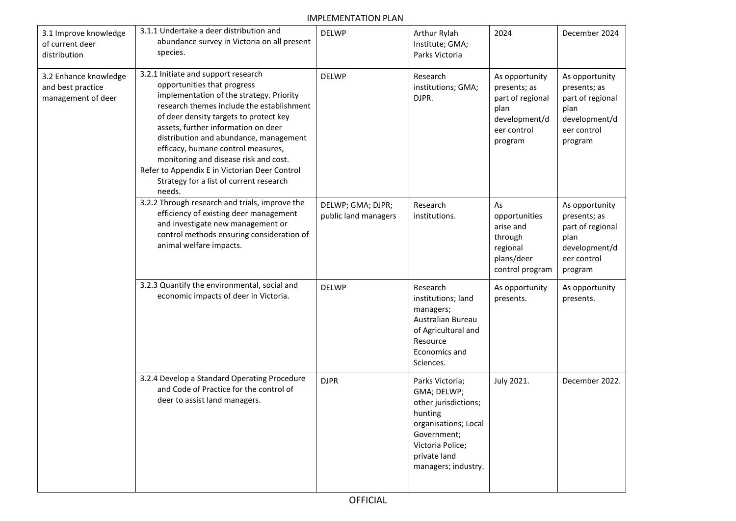IMPLEMENTATION PLAN

| | | | | | |
|---|---|---|---|---|---|
| 3.1 Improve knowledge of current deer distribution | 3.1.1 Undertake a deer distribution and abundance survey in Victoria on all present species. | DELWP | Arthur Rylah Institute; GMA; Parks Victoria | 2024 | December 2024 |
| 3.2 Enhance knowledge and best practice management of deer | 3.2.1 Initiate and support research opportunities that progress implementation of the strategy. Priority research themes include the establishment of deer density targets to protect key assets, further information on deer distribution and abundance, management efficacy, humane control measures, monitoring and disease risk and cost. Refer to Appendix E in Victorian Deer Control Strategy for a list of current research needs. | DELWP | Research institutions; GMA; DJPR. | As opportunity presents; as part of regional plan development/deer control program | As opportunity presents; as part of regional plan development/deer control program |
| | 3.2.2 Through research and trials, improve the efficiency of existing deer management and investigate new management or control methods ensuring consideration of animal welfare impacts. | DELWP; GMA; DJPR; public land managers | Research institutions. | As opportunities arise and through regional plans/deer control program | As opportunity presents; as part of regional plan development/deer control program |
| | 3.2.3 Quantify the environmental, social and economic impacts of deer in Victoria. | DELWP | Research institutions; land managers; Australian Bureau of Agricultural and Resource Economics and Sciences. | As opportunity presents. | As opportunity presents. |
| | 3.2.4 Develop a Standard Operating Procedure and Code of Practice for the control of deer to assist land managers. | DJPR | Parks Victoria; GMA; DELWP; other jurisdictions; hunting organisations; Local Government; Victoria Police; private land managers; industry. | July 2021. | December 2022. |

OFFICIAL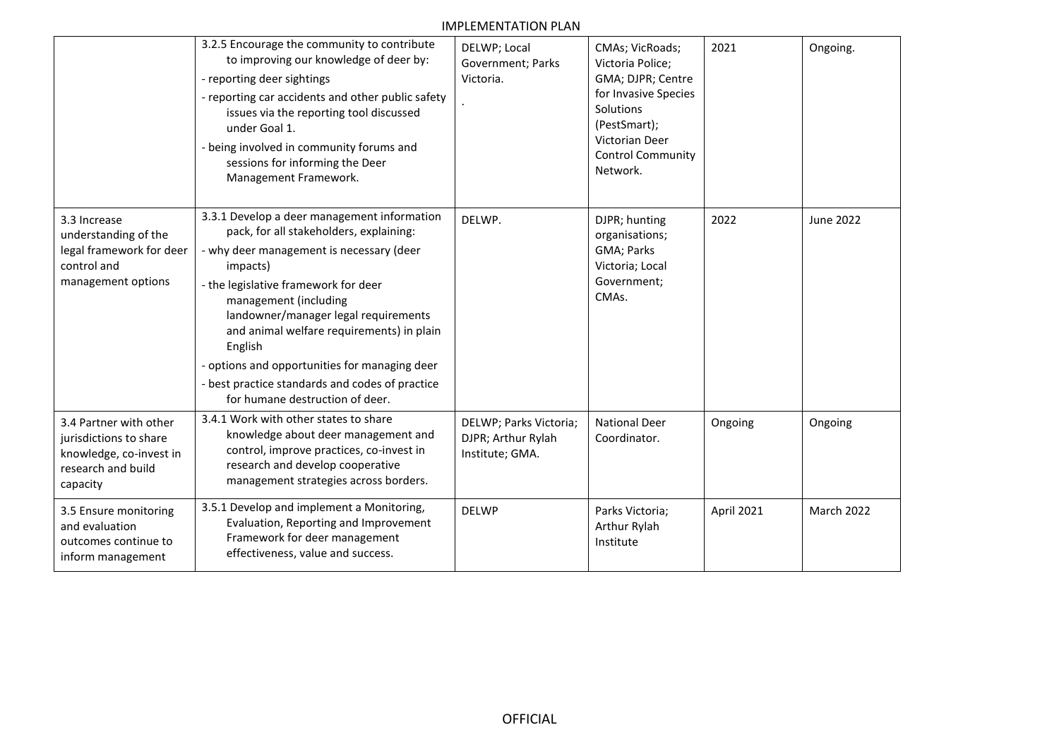| | | | | | |
|---|---|---|---|---|---|
| | 3.2.5 Encourage the community to contribute to improving our knowledge of deer by:<br>- reporting deer sightings<br>- reporting car accidents and other public safety issues via the reporting tool discussed under Goal 1.<br>- being involved in community forums and sessions for informing the Deer Management Framework. | DELWP; Local Government; Parks Victoria.<br>. | CMAs; VicRoads; Victoria Police; GMA; DJPR; Centre for Invasive Species Solutions (PestSmart); Victorian Deer Control Community Network. | 2021 | Ongoing. |
| 3.3 Increase understanding of the legal framework for deer control and management options | 3.3.1 Develop a deer management information pack, for all stakeholders, explaining:<br>- why deer management is necessary (deer impacts)<br>- the legislative framework for deer management (including landowner/manager legal requirements and animal welfare requirements) in plain English<br>- options and opportunities for managing deer<br>- best practice standards and codes of practice for humane destruction of deer. | DELWP. | DJPR; hunting organisations; GMA; Parks Victoria; Local Government; CMAs. | 2022 | June 2022 |
| 3.4 Partner with other jurisdictions to share knowledge, co-invest in research and build capacity | 3.4.1 Work with other states to share knowledge about deer management and control, improve practices, co-invest in research and develop cooperative management strategies across borders. | DELWP; Parks Victoria; DJPR; Arthur Rylah Institute; GMA. | National Deer Coordinator. | Ongoing | Ongoing |
| 3.5 Ensure monitoring and evaluation outcomes continue to inform management | 3.5.1 Develop and implement a Monitoring, Evaluation, Reporting and Improvement Framework for deer management effectiveness, value and success. | DELWP | Parks Victoria; Arthur Rylah Institute | April 2021 | March 2022 |